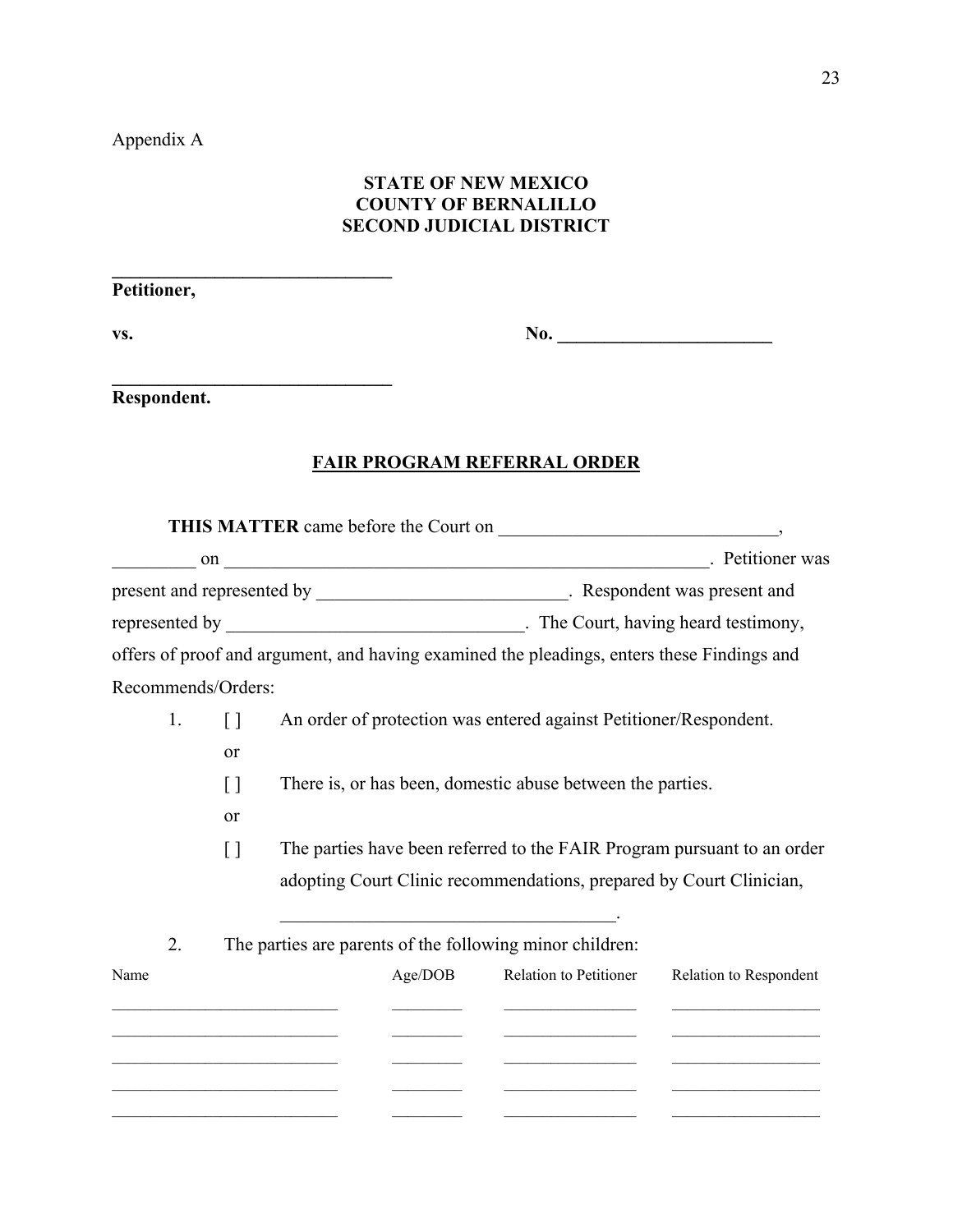Appendix A

**STATE OF NEW MEXICO**
**COUNTY OF BERNALILLO**
**SECOND JUDICIAL DISTRICT**

______________________________
**Petitioner,**

**vs.** **No. _______________________**

______________________________
**Respondent.**

**FAIR PROGRAM REFERRAL ORDER**

**THIS MATTER** came before the Court on ______________________________, _________ on _____________________________________________________. Petitioner was present and represented by ___________________________. Respondent was present and represented by ________________________________. The Court, having heard testimony, offers of proof and argument, and having examined the pleadings, enters these Findings and Recommends/Orders:

1. [ ] An order of protection was entered against Petitioner/Respondent.

   or

   [ ] There is, or has been, domestic abuse between the parties.

   or

   [ ] The parties have been referred to the FAIR Program pursuant to an order adopting Court Clinic recommendations, prepared by Court Clinician, ___________________________________.

2. The parties are parents of the following minor children:

| Name | Age/DOB | Relation to Petitioner | Relation to Respondent |
| --- | --- | --- | --- |
| ___________________________ | _________ | ________________ | __________________ |
| ___________________________ | _________ | ________________ | __________________ |
| ___________________________ | _________ | ________________ | __________________ |
| ___________________________ | _________ | ________________ | __________________ |
| ___________________________ | _________ | ________________ | __________________ |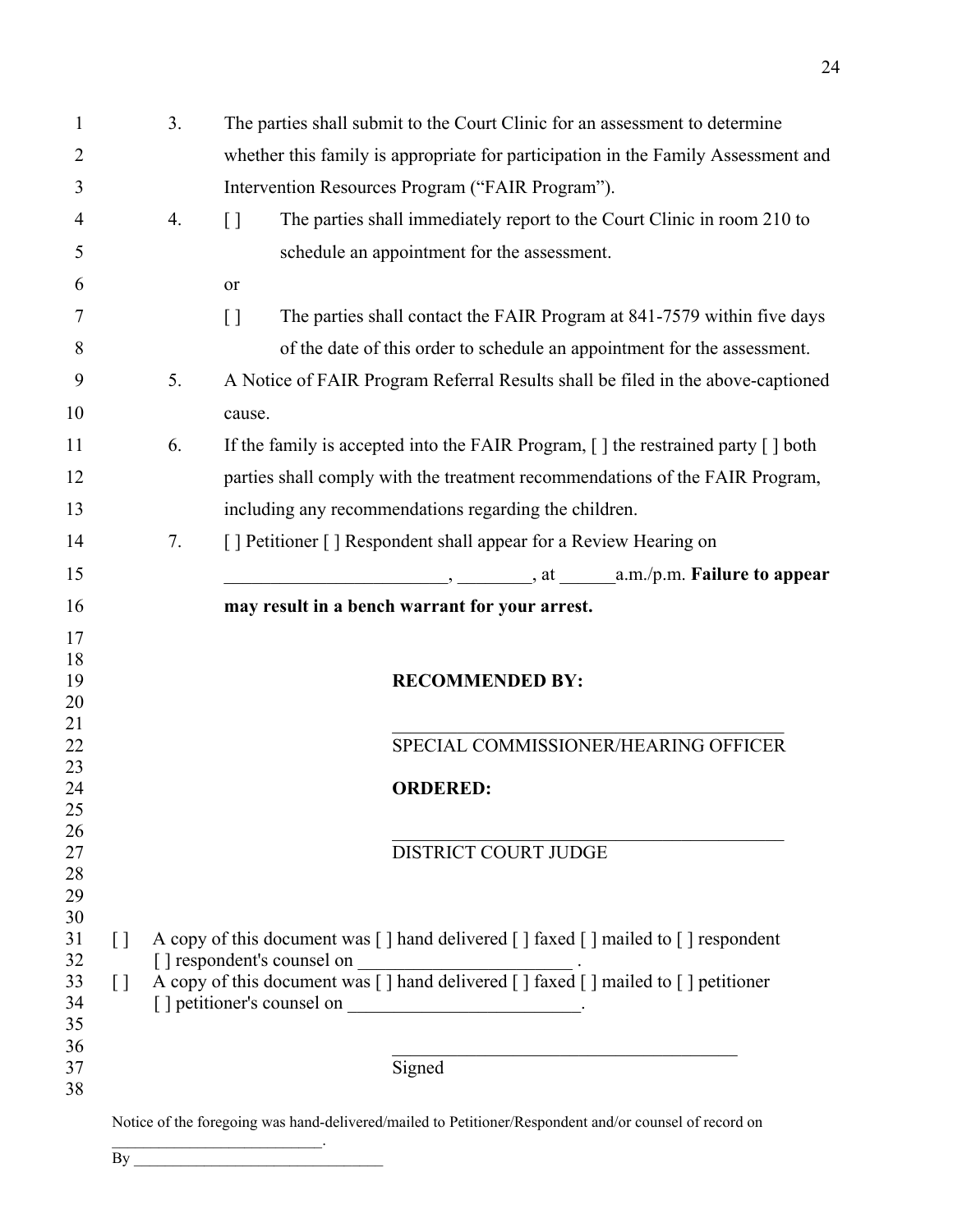3. The parties shall submit to the Court Clinic for an assessment to determine whether this family is appropriate for participation in the Family Assessment and Intervention Resources Program ("FAIR Program").

4. [ ] The parties shall immediately report to the Court Clinic in room 210 to schedule an appointment for the assessment.

   or

   [ ] The parties shall contact the FAIR Program at 841-7579 within five days of the date of this order to schedule an appointment for the assessment.

5. A Notice of FAIR Program Referral Results shall be filed in the above-captioned cause.

6. If the family is accepted into the FAIR Program, [ ] the restrained party [ ] both parties shall comply with the treatment recommendations of the FAIR Program, including any recommendations regarding the children.

7. [ ] Petitioner [ ] Respondent shall appear for a Review Hearing on ________________________, ________, at ______a.m./p.m. **Failure to appear may result in a bench warrant for your arrest.**

**RECOMMENDED BY:**

_________________________________________
SPECIAL COMMISSIONER/HEARING OFFICER

**ORDERED:**

_________________________________________
DISTRICT COURT JUDGE

[ ] A copy of this document was [ ] hand delivered [ ] faxed [ ] mailed to [ ] respondent [ ] respondent's counsel on ______________________ .

[ ] A copy of this document was [ ] hand delivered [ ] faxed [ ] mailed to [ ] petitioner [ ] petitioner's counsel on _________________________.

_____________________________________
Signed

Notice of the foregoing was hand-delivered/mailed to Petitioner/Respondent and/or counsel of record on __________________________.
By ______________________________